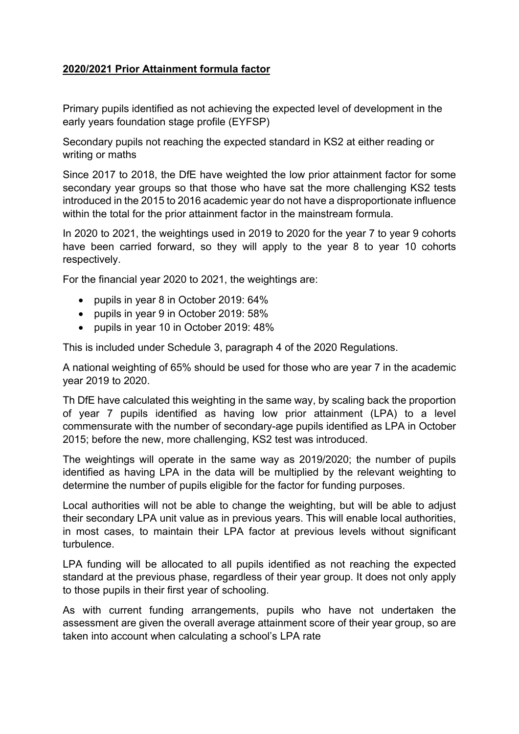**2020/2021 Prior Attainment formula factor**

Primary pupils identified as not achieving the expected level of development in the early years foundation stage profile (EYFSP)

Secondary pupils not reaching the expected standard in KS2 at either reading or writing or maths

Since 2017 to 2018, the DfE have weighted the low prior attainment factor for some secondary year groups so that those who have sat the more challenging KS2 tests introduced in the 2015 to 2016 academic year do not have a disproportionate influence within the total for the prior attainment factor in the mainstream formula.

In 2020 to 2021, the weightings used in 2019 to 2020 for the year 7 to year 9 cohorts have been carried forward, so they will apply to the year 8 to year 10 cohorts respectively.

For the financial year 2020 to 2021, the weightings are:

- pupils in year 8 in October 2019: 64%
- pupils in year 9 in October 2019: 58%
- pupils in year 10 in October 2019: 48%

This is included under Schedule 3, paragraph 4 of the 2020 Regulations.

A national weighting of 65% should be used for those who are year 7 in the academic year 2019 to 2020.

Th DfE have calculated this weighting in the same way, by scaling back the proportion of year 7 pupils identified as having low prior attainment (LPA) to a level commensurate with the number of secondary-age pupils identified as LPA in October 2015; before the new, more challenging, KS2 test was introduced.

The weightings will operate in the same way as 2019/2020; the number of pupils identified as having LPA in the data will be multiplied by the relevant weighting to determine the number of pupils eligible for the factor for funding purposes.

Local authorities will not be able to change the weighting, but will be able to adjust their secondary LPA unit value as in previous years. This will enable local authorities, in most cases, to maintain their LPA factor at previous levels without significant turbulence.

LPA funding will be allocated to all pupils identified as not reaching the expected standard at the previous phase, regardless of their year group. It does not only apply to those pupils in their first year of schooling.

As with current funding arrangements, pupils who have not undertaken the assessment are given the overall average attainment score of their year group, so are taken into account when calculating a school's LPA rate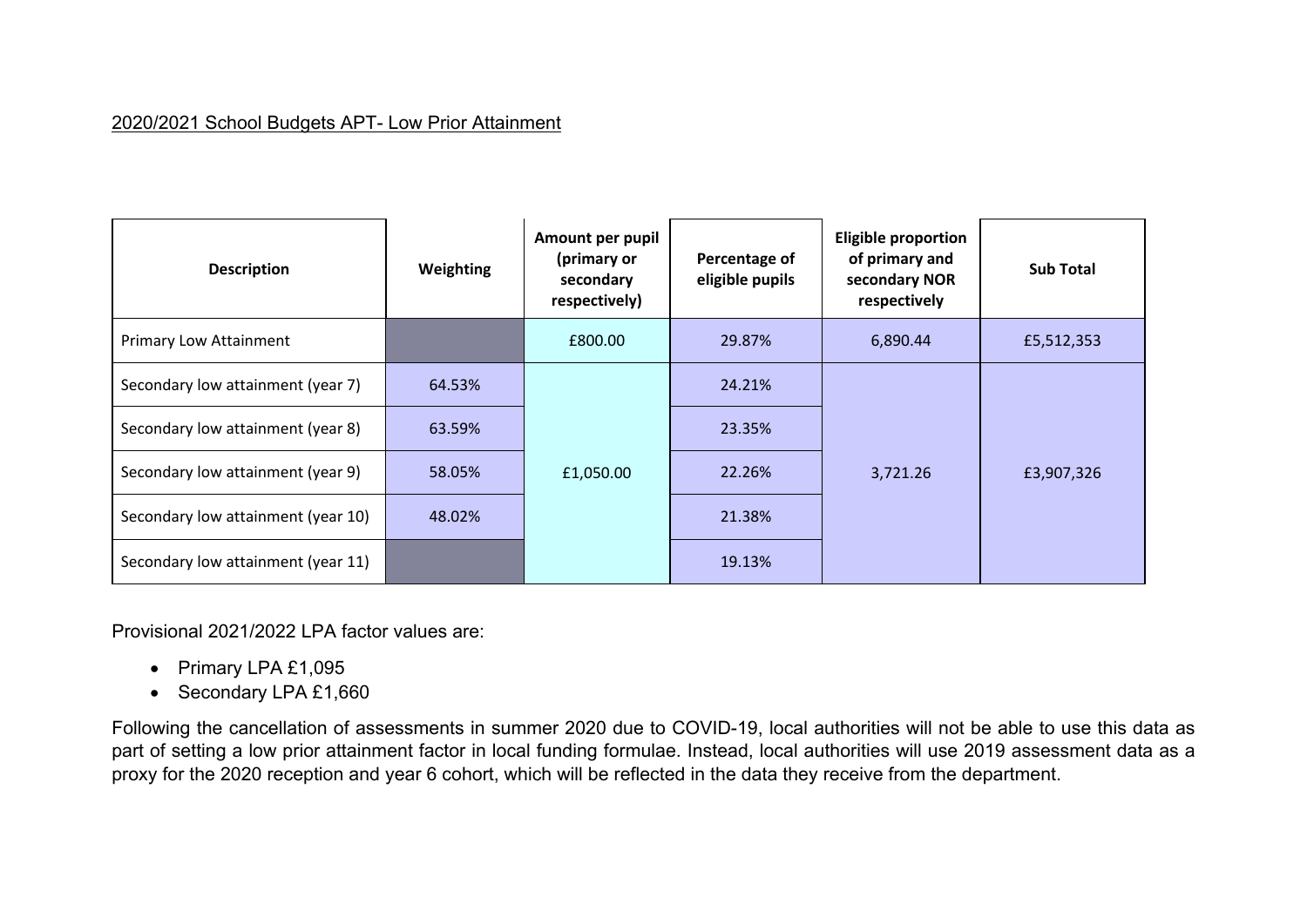2020/2021 School Budgets APT- Low Prior Attainment

| Description | Weighting | Amount per pupil (primary or secondary respectively) | Percentage of eligible pupils | Eligible proportion of primary and secondary NOR respectively | Sub Total |
|---|---|---|---|---|---|
| Primary Low Attainment | | £800.00 | 29.87% | 6,890.44 | £5,512,353 |
| Secondary low attainment (year 7) | 64.53% | £1,050.00 | 24.21% | 3,721.26 | £3,907,326 |
| Secondary low attainment (year 8) | 63.59% | | 23.35% | | |
| Secondary low attainment (year 9) | 58.05% | | 22.26% | | |
| Secondary low attainment (year 10) | 48.02% | | 21.38% | | |
| Secondary low attainment (year 11) | | | 19.13% | | |

Provisional 2021/2022 LPA factor values are:

- Primary LPA £1,095
- Secondary LPA £1,660

Following the cancellation of assessments in summer 2020 due to COVID-19, local authorities will not be able to use this data as part of setting a low prior attainment factor in local funding formulae. Instead, local authorities will use 2019 assessment data as a proxy for the 2020 reception and year 6 cohort, which will be reflected in the data they receive from the department.